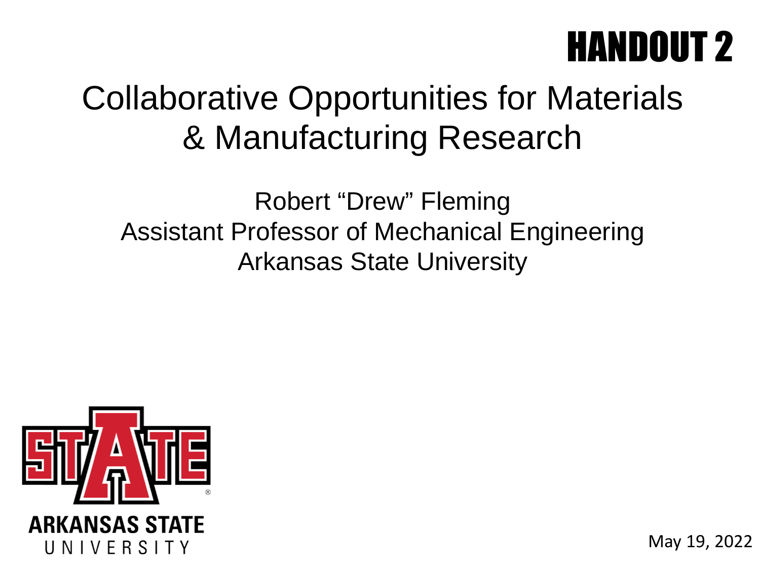HANDOUT 2

# Collaborative Opportunities for Materials & Manufacturing Research

Robert "Drew" Fleming
Assistant Professor of Mechanical Engineering
Arkansas State University

ARKANSAS STATE UNIVERSITY

May 19, 2022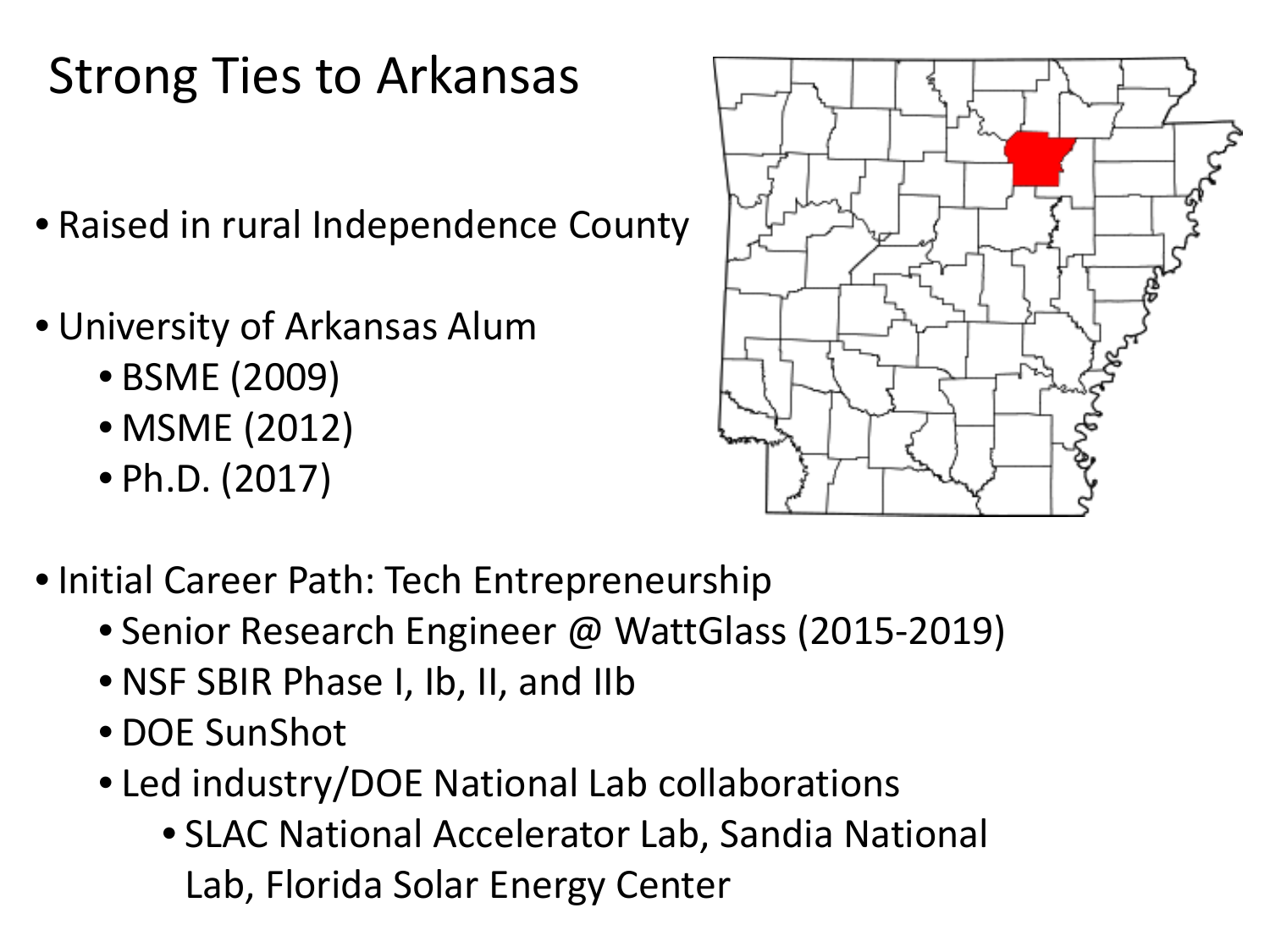# Strong Ties to Arkansas

- Raised in rural Independence County
- University of Arkansas Alum
  - BSME (2009)
  - MSME (2012)
  - Ph.D. (2017)
- Initial Career Path: Tech Entrepreneurship
  - Senior Research Engineer @ WattGlass (2015-2019)
  - NSF SBIR Phase I, Ib, II, and IIb
  - DOE SunShot
  - Led industry/DOE National Lab collaborations
    - SLAC National Accelerator Lab, Sandia National Lab, Florida Solar Energy Center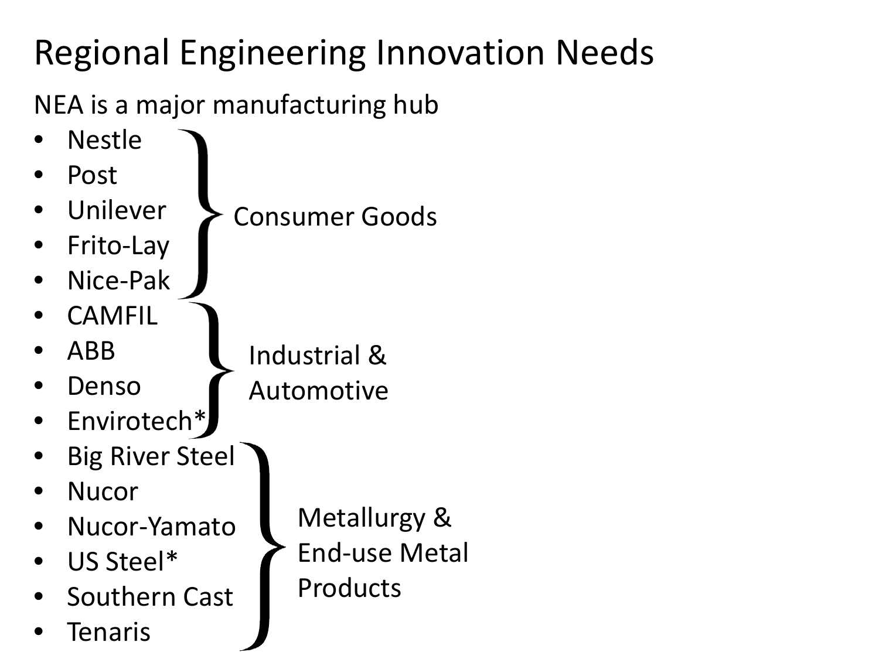# Regional Engineering Innovation Needs

NEA is a major manufacturing hub

- **Consumer Goods**
  - Nestle
  - Post
  - Unilever
  - Frito-Lay
  - Nice-Pak
- **Industrial & Automotive**
  - CAMFIL
  - ABB
  - Denso
  - Envirotech*
- **Metallurgy & End-use Metal Products**
  - Big River Steel
  - Nucor
  - Nucor-Yamato
  - US Steel*
  - Southern Cast
  - Tenaris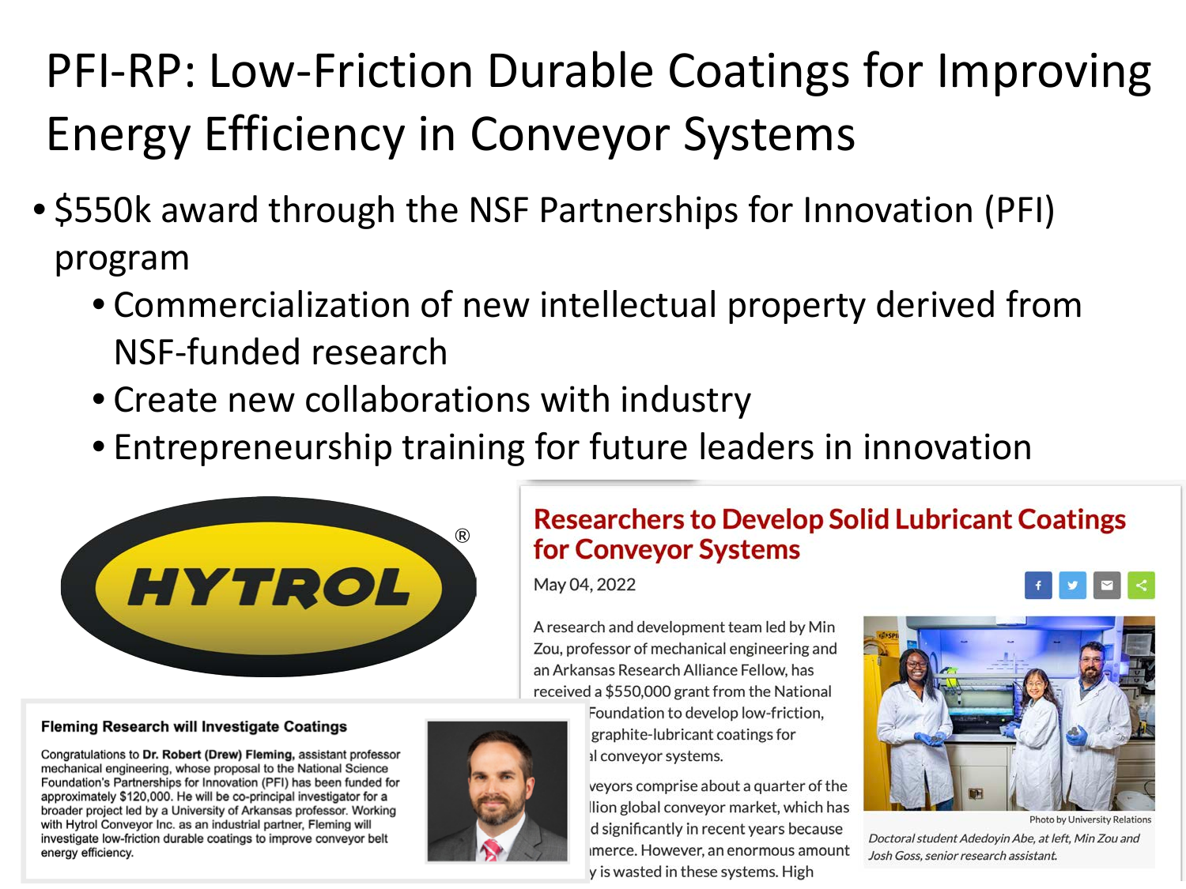# PFI-RP: Low-Friction Durable Coatings for Improving Energy Efficiency in Conveyor Systems

- $550k award through the NSF Partnerships for Innovation (PFI) program
  - Commercialization of new intellectual property derived from NSF-funded research
  - Create new collaborations with industry
  - Entrepreneurship training for future leaders in innovation

HYTROL®

**Fleming Research will Investigate Coatings**

Congratulations to **Dr. Robert (Drew) Fleming,** assistant professor mechanical engineering, whose proposal to the National Science Foundation's Partnerships for Innovation (PFI) has been funded for approximately $120,000. He will be co-principal investigator for a broader project led by a University of Arkansas professor. Working with Hytrol Conveyor Inc. as an industrial partner, Fleming will investigate low-friction durable coatings to improve conveyor belt energy efficiency.

## Researchers to Develop Solid Lubricant Coatings for Conveyor Systems

May 04, 2022

A research and development team led by Min Zou, professor of mechanical engineering and an Arkansas Research Alliance Fellow, has received a $550,000 grant from the National ...Foundation to develop low-friction, ...graphite-lubricant coatings for ...al conveyor systems.

...veyors comprise about a quarter of the ...llion global conveyor market, which has ...d significantly in recent years because ...mmerce. However, an enormous amount ...y is wasted in these systems. High

Photo by University Relations

*Doctoral student Adedoyin Abe, at left, Min Zou and Josh Goss, senior research assistant.*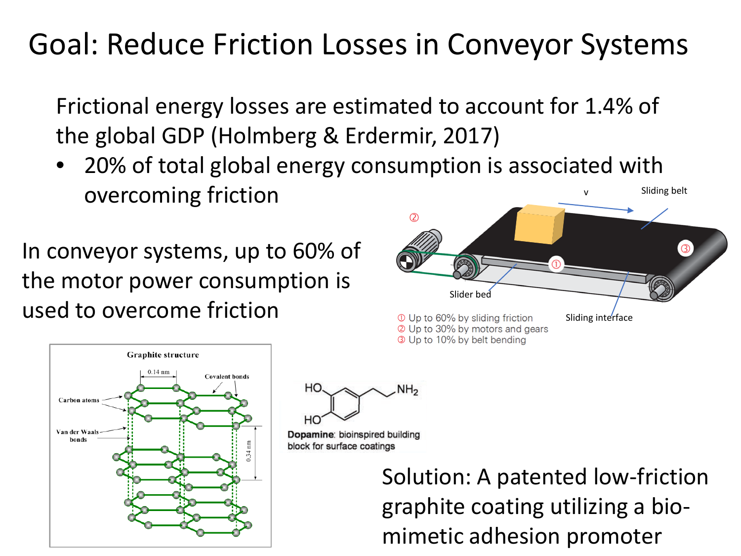# Goal: Reduce Friction Losses in Conveyor Systems

Frictional energy losses are estimated to account for 1.4% of the global GDP (Holmberg & Erdermir, 2017)

- 20% of total global energy consumption is associated with overcoming friction

In conveyor systems, up to 60% of the motor power consumption is used to overcome friction

v

Sliding belt

Slider bed

Sliding interface

① Up to 60% by sliding friction
② Up to 30% by motors and gears
③ Up to 10% by belt bending

Graphite structure

0.14 nm

Covalent bonds

Carbon atoms

Van der Waals bonds

0.34 nm

**Dopamine**: bioinspired building block for surface coatings

Solution: A patented low-friction graphite coating utilizing a bio-mimetic adhesion promoter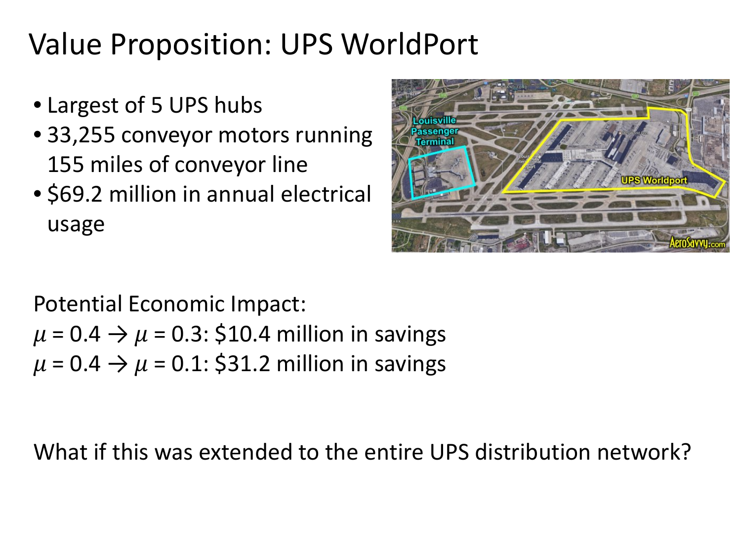# Value Proposition: UPS WorldPort

- Largest of 5 UPS hubs
- 33,255 conveyor motors running 155 miles of conveyor line
- $69.2 million in annual electrical usage

Potential Economic Impact:

$\mu = 0.4 \rightarrow \mu = 0.3$: $10.4 million in savings

$\mu = 0.4 \rightarrow \mu = 0.1$: $31.2 million in savings

What if this was extended to the entire UPS distribution network?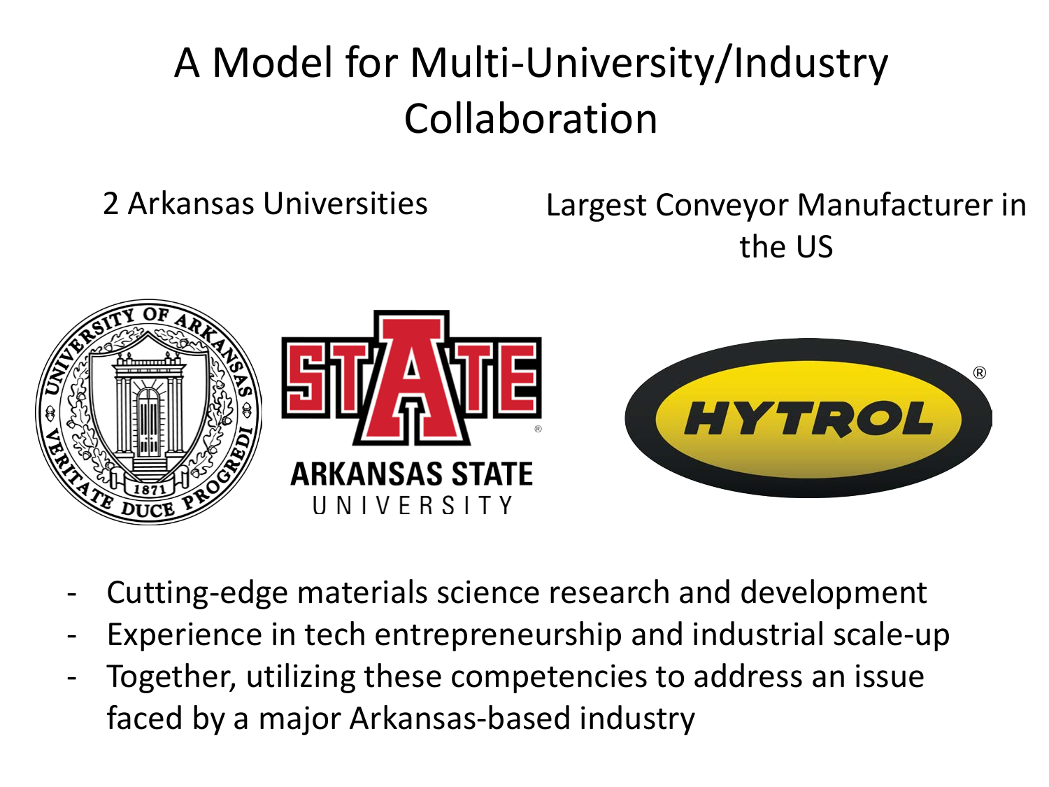# A Model for Multi-University/Industry Collaboration

2 Arkansas Universities

Largest Conveyor Manufacturer in the US

- Cutting-edge materials science research and development
- Experience in tech entrepreneurship and industrial scale-up
- Together, utilizing these competencies to address an issue faced by a major Arkansas-based industry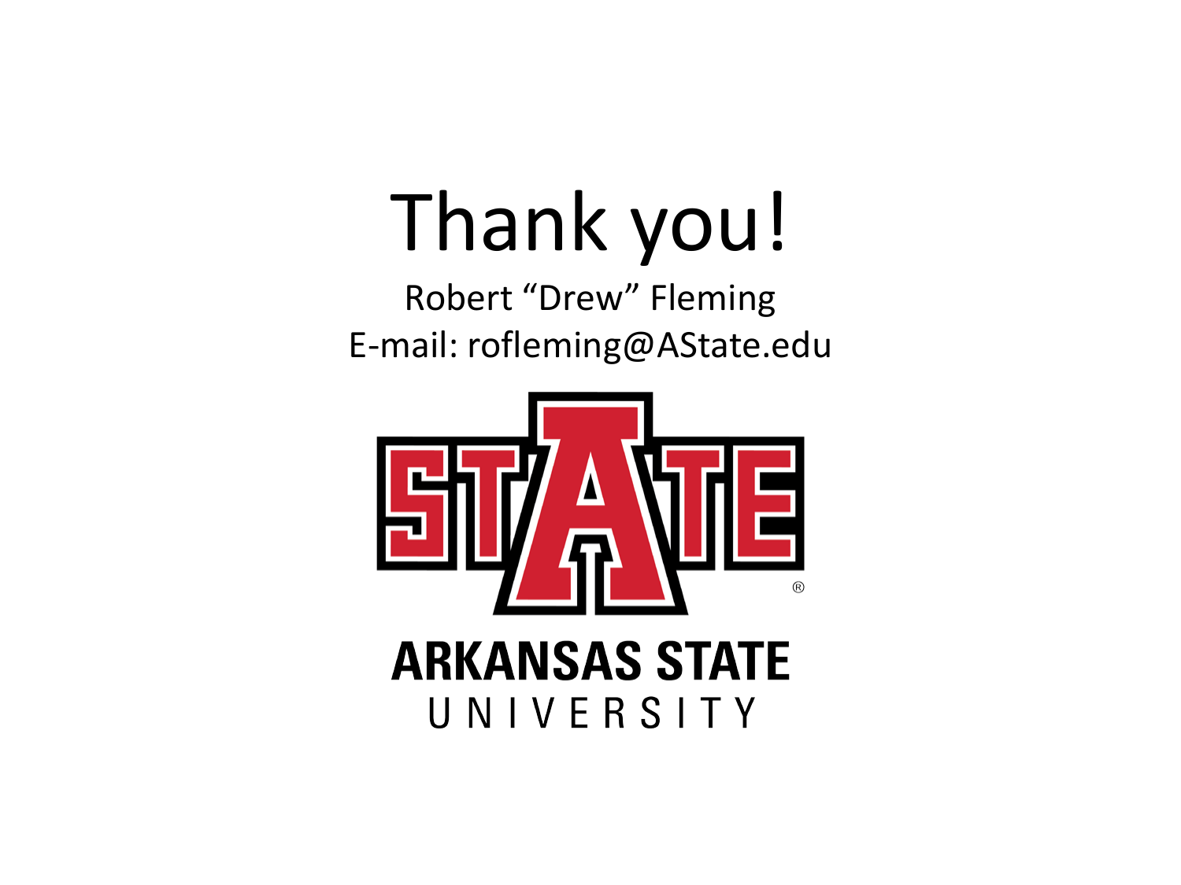# Thank you!

Robert “Drew” Fleming

E-mail: rofleming@AState.edu

STATE ®

ARKANSAS STATE
UNIVERSITY